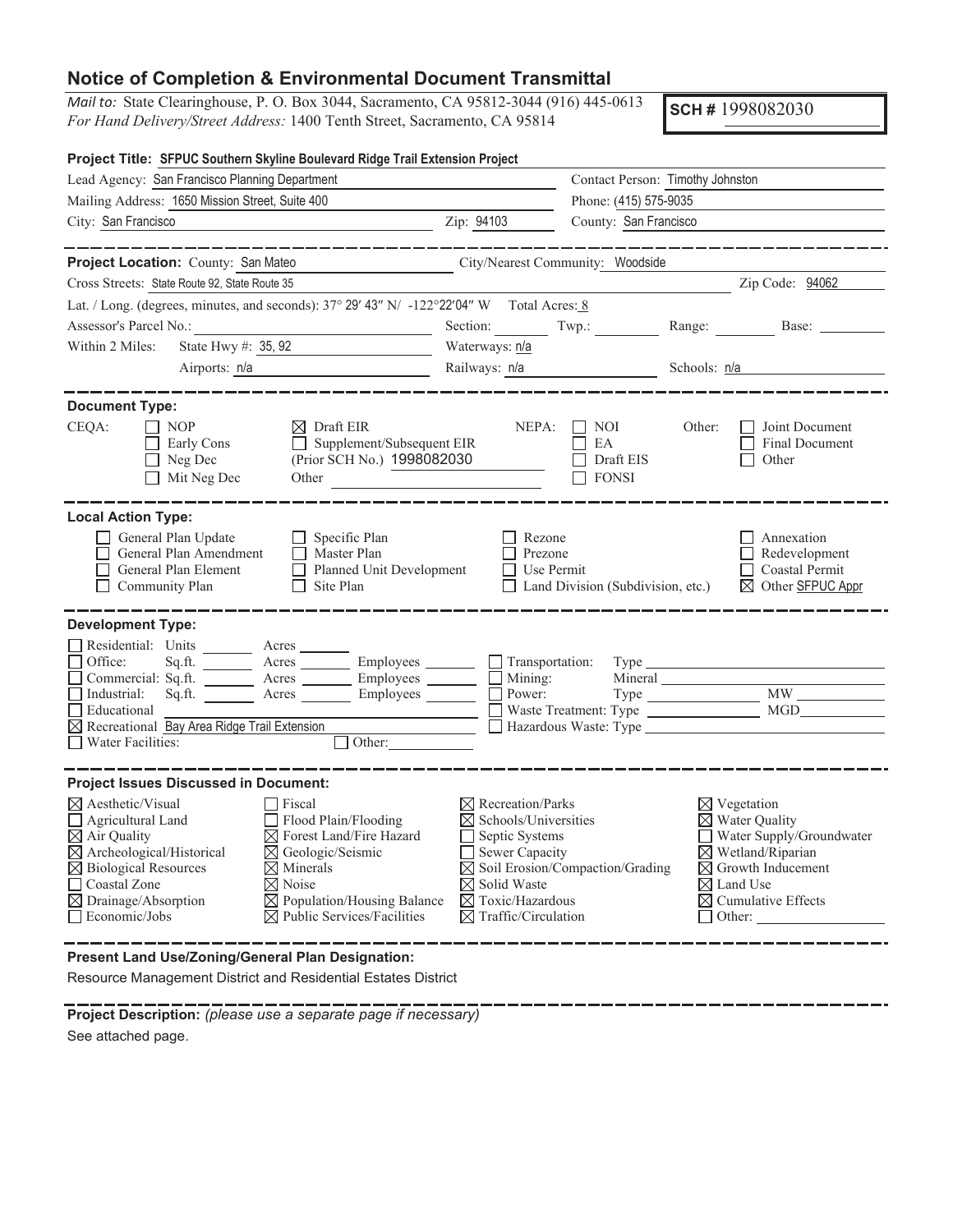# Notice of Completion & Environmental Document Transmittal

*Mail to:* State Clearinghouse, P. O. Box 3044, Sacramento, CA 95812-3044 (916) 445-0613
*For Hand Delivery/Street Address:* 1400 Tenth Street, Sacramento, CA 95814

**SCH #** 1998082030

**Project Title:** **SFPUC Southern Skyline Boulevard Ridge Trail Extension Project**

Lead Agency: San Francisco Planning Department
Contact Person: Timothy Johnston
Mailing Address: 1650 Mission Street, Suite 400
Phone: (415) 575-9035
City: San Francisco
Zip: 94103
County: San Francisco

---

**Project Location:** County: San Mateo
City/Nearest Community: Woodside
Cross Streets: State Route 92, State Route 35
Zip Code: 94062
Lat. / Long. (degrees, minutes, and seconds): 37° 29′ 43″ N/ -122°22′04″ W
Total Acres: 8
Assessor's Parcel No.:
Section: Twp.: Range: Base:
Within 2 Miles: State Hwy #: 35, 92
Waterways: n/a
Airports: n/a
Railways: n/a
Schools: n/a

---

**Document Type:**

CEQA:
- ☐ NOP
- ☐ Early Cons
- ☐ Neg Dec
- ☐ Mit Neg Dec
- ☒ Draft EIR
- ☐ Supplement/Subsequent EIR
- (Prior SCH No.) 1998082030
- Other

NEPA:
- ☐ NOI
- ☐ EA
- ☐ Draft EIS
- ☐ FONSI

Other:
- ☐ Joint Document
- ☐ Final Document
- ☐ Other

---

**Local Action Type:**

- ☐ General Plan Update
- ☐ General Plan Amendment
- ☐ General Plan Element
- ☐ Community Plan
- ☐ Specific Plan
- ☐ Master Plan
- ☐ Planned Unit Development
- ☐ Site Plan
- ☐ Rezone
- ☐ Prezone
- ☐ Use Permit
- ☐ Land Division (Subdivision, etc.)
- ☐ Annexation
- ☐ Redevelopment
- ☐ Coastal Permit
- ☒ Other SFPUC Appr

---

**Development Type:**

- ☐ Residential: Units ____ Acres ____
- ☐ Office: Sq.ft. ____ Acres ____ Employees ____
- ☐ Commercial: Sq.ft. ____ Acres ____ Employees ____
- ☐ Industrial: Sq.ft. ____ Acres ____ Employees ____
- ☐ Educational
- ☒ Recreational Bay Area Ridge Trail Extension
- ☐ Water Facilities:
- ☐ Other:
- ☐ Transportation: Type ____
- ☐ Mining: Mineral ____
- ☐ Power: Type ____ MW ____
- ☐ Waste Treatment: Type ____ MGD ____
- ☐ Hazardous Waste: Type ____

---

**Project Issues Discussed in Document:**

- ☒ Aesthetic/Visual
- ☐ Agricultural Land
- ☒ Air Quality
- ☒ Archeological/Historical
- ☒ Biological Resources
- ☐ Coastal Zone
- ☒ Drainage/Absorption
- ☐ Economic/Jobs
- ☐ Fiscal
- ☐ Flood Plain/Flooding
- ☒ Forest Land/Fire Hazard
- ☒ Geologic/Seismic
- ☒ Minerals
- ☒ Noise
- ☒ Population/Housing Balance
- ☒ Public Services/Facilities
- ☒ Recreation/Parks
- ☒ Schools/Universities
- ☐ Septic Systems
- ☐ Sewer Capacity
- ☒ Soil Erosion/Compaction/Grading
- ☒ Solid Waste
- ☒ Toxic/Hazardous
- ☒ Traffic/Circulation
- ☒ Vegetation
- ☒ Water Quality
- ☐ Water Supply/Groundwater
- ☒ Wetland/Riparian
- ☒ Growth Inducement
- ☒ Land Use
- ☒ Cumulative Effects
- ☐ Other:

---

**Present Land Use/Zoning/General Plan Designation:**

Resource Management District and Residential Estates District

---

**Project Description:** *(please use a separate page if necessary)*

See attached page.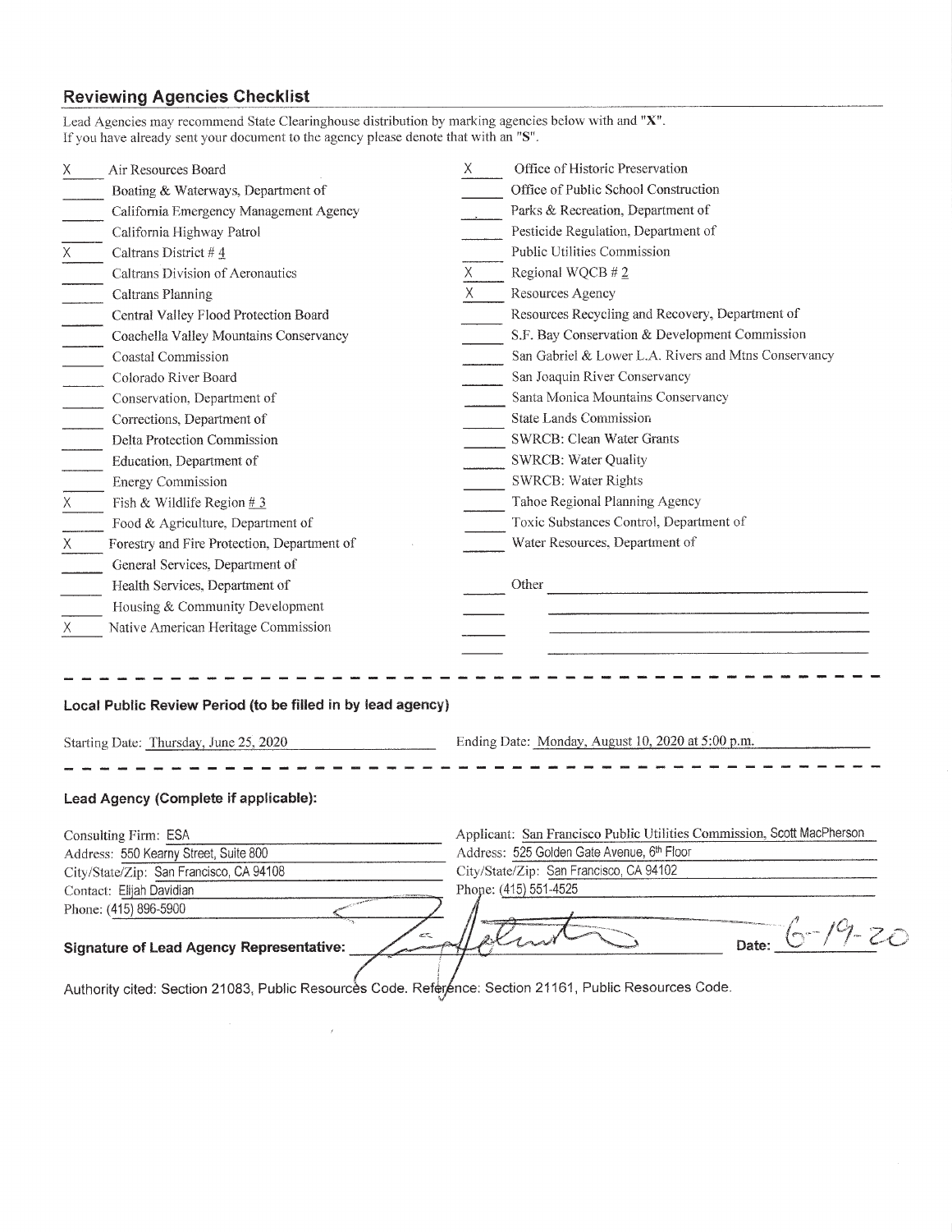## Reviewing Agencies Checklist

Lead Agencies may recommend State Clearinghouse distribution by marking agencies below with and "X".
If you have already sent your document to the agency please denote that with an "S".

| Mark | Agency | Mark | Agency |
|---|---|---|---|
| X | Air Resources Board | X | Office of Historic Preservation |
| | Boating & Waterways, Department of | | Office of Public School Construction |
| | California Emergency Management Agency | | Parks & Recreation, Department of |
| | California Highway Patrol | | Pesticide Regulation, Department of |
| X | Caltrans District # 4 | | Public Utilities Commission |
| | Caltrans Division of Aeronautics | X | Regional WQCB # 2 |
| | Caltrans Planning | X | Resources Agency |
| | Central Valley Flood Protection Board | | Resources Recycling and Recovery, Department of |
| | Coachella Valley Mountains Conservancy | | S.F. Bay Conservation & Development Commission |
| | Coastal Commission | | San Gabriel & Lower L.A. Rivers and Mtns Conservancy |
| | Colorado River Board | | San Joaquin River Conservancy |
| | Conservation, Department of | | Santa Monica Mountains Conservancy |
| | Corrections, Department of | | State Lands Commission |
| | Delta Protection Commission | | SWRCB: Clean Water Grants |
| | Education, Department of | | SWRCB: Water Quality |
| | Energy Commission | | SWRCB: Water Rights |
| X | Fish & Wildlife Region # 3 | | Tahoe Regional Planning Agency |
| | Food & Agriculture, Department of | | Toxic Substances Control, Department of |
| X | Forestry and Fire Protection, Department of | | Water Resources, Department of |
| | General Services, Department of | | |
| | Health Services, Department of | | Other |
| | Housing & Community Development | | |
| X | Native American Heritage Commission | | |

---

### Local Public Review Period (to be filled in by lead agency)

Starting Date: Thursday, June 25, 2020

Ending Date: Monday, August 10, 2020 at 5:00 p.m.

---

### Lead Agency (Complete if applicable):

Consulting Firm: ESA
Address: 550 Kearny Street, Suite 800
City/State/Zip: San Francisco, CA 94108
Contact: Elijah Davidian
Phone: (415) 896-5900

Applicant: San Francisco Public Utilities Commission, Scott MacPherson
Address: 525 Golden Gate Avenue, 6th Floor
City/State/Zip: San Francisco, CA 94102
Phone: (415) 551-4525

**Signature of Lead Agency Representative:** [signature] **Date:** 6-19-20

Authority cited: Section 21083, Public Resources Code. Reference: Section 21161, Public Resources Code.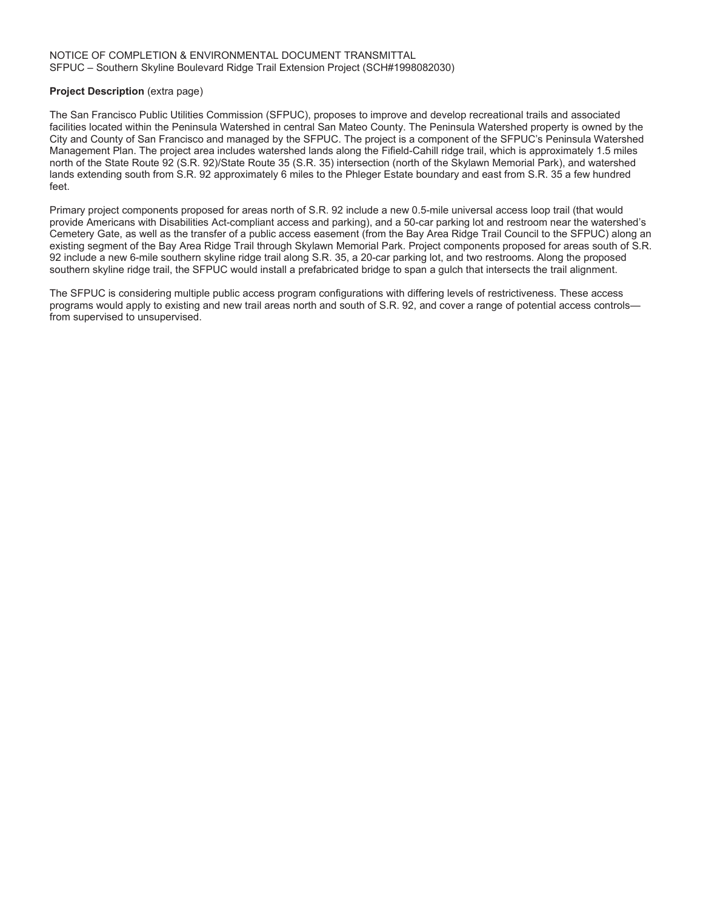NOTICE OF COMPLETION & ENVIRONMENTAL DOCUMENT TRANSMITTAL
SFPUC – Southern Skyline Boulevard Ridge Trail Extension Project (SCH#1998082030)

**Project Description** (extra page)

The San Francisco Public Utilities Commission (SFPUC), proposes to improve and develop recreational trails and associated facilities located within the Peninsula Watershed in central San Mateo County. The Peninsula Watershed property is owned by the City and County of San Francisco and managed by the SFPUC. The project is a component of the SFPUC's Peninsula Watershed Management Plan. The project area includes watershed lands along the Fifield-Cahill ridge trail, which is approximately 1.5 miles north of the State Route 92 (S.R. 92)/State Route 35 (S.R. 35) intersection (north of the Skylawn Memorial Park), and watershed lands extending south from S.R. 92 approximately 6 miles to the Phleger Estate boundary and east from S.R. 35 a few hundred feet.

Primary project components proposed for areas north of S.R. 92 include a new 0.5-mile universal access loop trail (that would provide Americans with Disabilities Act-compliant access and parking), and a 50-car parking lot and restroom near the watershed's Cemetery Gate, as well as the transfer of a public access easement (from the Bay Area Ridge Trail Council to the SFPUC) along an existing segment of the Bay Area Ridge Trail through Skylawn Memorial Park. Project components proposed for areas south of S.R. 92 include a new 6-mile southern skyline ridge trail along S.R. 35, a 20-car parking lot, and two restrooms. Along the proposed southern skyline ridge trail, the SFPUC would install a prefabricated bridge to span a gulch that intersects the trail alignment.

The SFPUC is considering multiple public access program configurations with differing levels of restrictiveness. These access programs would apply to existing and new trail areas north and south of S.R. 92, and cover a range of potential access controls—from supervised to unsupervised.